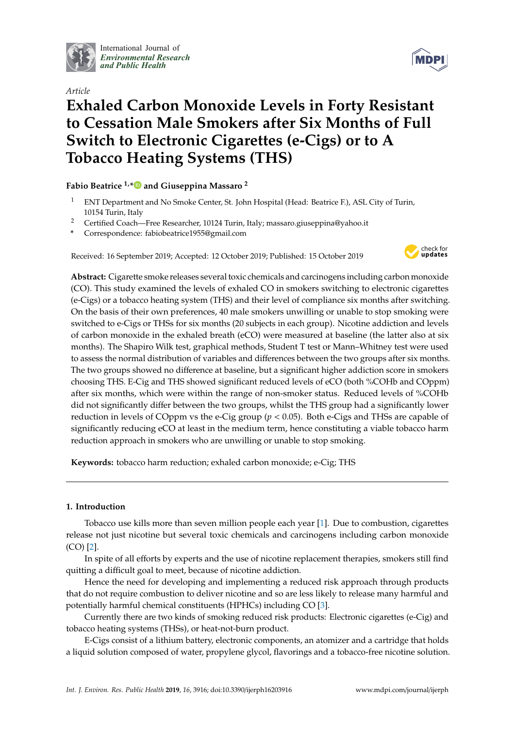*Article*

# Exhaled Carbon Monoxide Levels in Forty Resistant to Cessation Male Smokers after Six Months of Full Switch to Electronic Cigarettes (e-Cigs) or to A Tobacco Heating Systems (THS)

**Fabio Beatrice [1,*] and Giuseppina Massaro [2]**

[1] ENT Department and No Smoke Center, St. John Hospital (Head: Beatrice F.), ASL City of Turin, 10154 Turin, Italy

[2] Certified Coach—Free Researcher, 10124 Turin, Italy; massaro.giuseppina@yahoo.it

[*] Correspondence: fabiobeatrice1955@gmail.com

Received: 16 September 2019; Accepted: 12 October 2019; Published: 15 October 2019

**Abstract:** Cigarette smoke releases several toxic chemicals and carcinogens including carbon monoxide (CO). This study examined the levels of exhaled CO in smokers switching to electronic cigarettes (e-Cigs) or a tobacco heating system (THS) and their level of compliance six months after switching. On the basis of their own preferences, 40 male smokers unwilling or unable to stop smoking were switched to e-Cigs or THSs for six months (20 subjects in each group). Nicotine addiction and levels of carbon monoxide in the exhaled breath (eCO) were measured at baseline (the latter also at six months). The Shapiro Wilk test, graphical methods, Student T test or Mann–Whitney test were used to assess the normal distribution of variables and differences between the two groups after six months. The two groups showed no difference at baseline, but a significant higher addiction score in smokers choosing THS. E-Cig and THS showed significant reduced levels of eCO (both %COHb and COppm) after six months, which were within the range of non-smoker status. Reduced levels of %COHb did not significantly differ between the two groups, whilst the THS group had a significantly lower reduction in levels of COppm vs the e-Cig group ($p < 0.05$). Both e-Cigs and THSs are capable of significantly reducing eCO at least in the medium term, hence constituting a viable tobacco harm reduction approach in smokers who are unwilling or unable to stop smoking.

**Keywords:** tobacco harm reduction; exhaled carbon monoxide; e-Cig; THS

## 1. Introduction

Tobacco use kills more than seven million people each year [1]. Due to combustion, cigarettes release not just nicotine but several toxic chemicals and carcinogens including carbon monoxide (CO) [2].

In spite of all efforts by experts and the use of nicotine replacement therapies, smokers still find quitting a difficult goal to meet, because of nicotine addiction.

Hence the need for developing and implementing a reduced risk approach through products that do not require combustion to deliver nicotine and so are less likely to release many harmful and potentially harmful chemical constituents (HPHCs) including CO [3].

Currently there are two kinds of smoking reduced risk products: Electronic cigarettes (e-Cig) and tobacco heating systems (THSs), or heat-not-burn product.

E-Cigs consist of a lithium battery, electronic components, an atomizer and a cartridge that holds a liquid solution composed of water, propylene glycol, flavorings and a tobacco-free nicotine solution.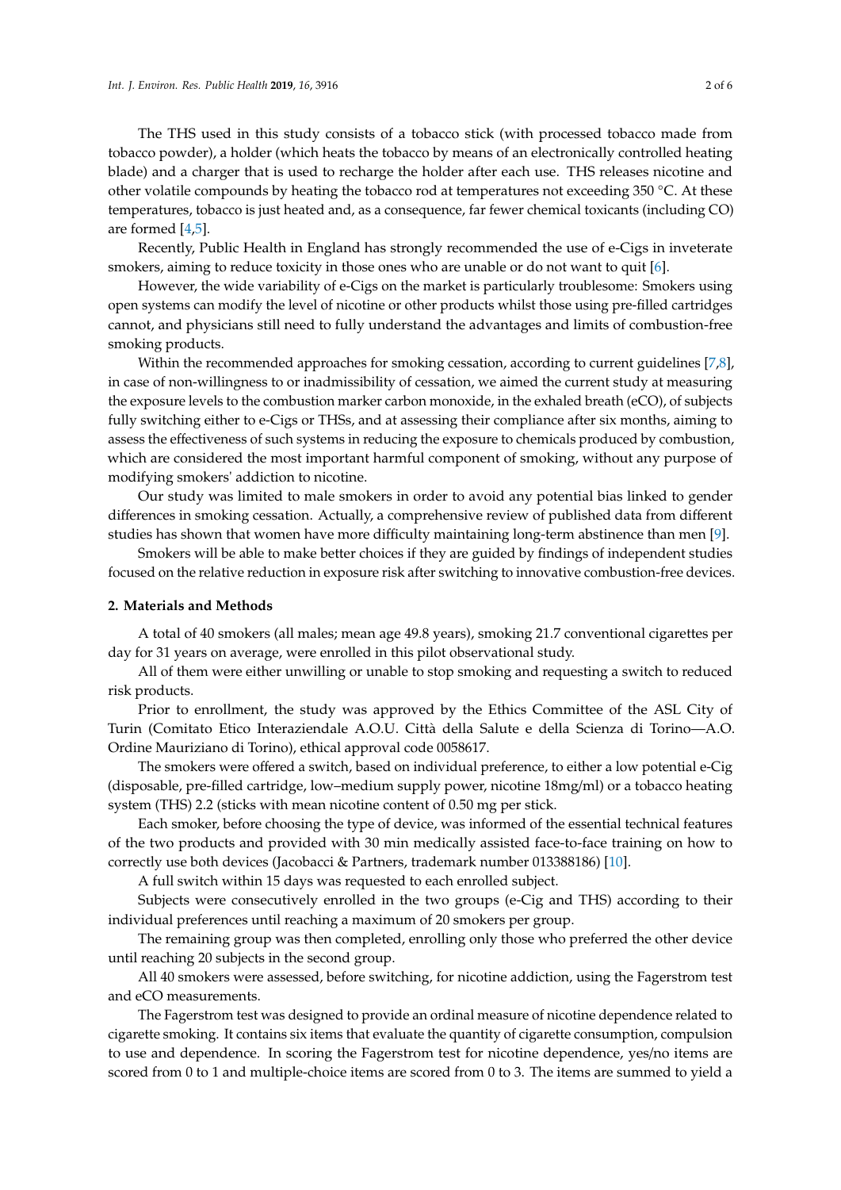The THS used in this study consists of a tobacco stick (with processed tobacco made from tobacco powder), a holder (which heats the tobacco by means of an electronically controlled heating blade) and a charger that is used to recharge the holder after each use. THS releases nicotine and other volatile compounds by heating the tobacco rod at temperatures not exceeding 350 °C. At these temperatures, tobacco is just heated and, as a consequence, far fewer chemical toxicants (including CO) are formed [4,5].

Recently, Public Health in England has strongly recommended the use of e-Cigs in inveterate smokers, aiming to reduce toxicity in those ones who are unable or do not want to quit [6].

However, the wide variability of e-Cigs on the market is particularly troublesome: Smokers using open systems can modify the level of nicotine or other products whilst those using pre-filled cartridges cannot, and physicians still need to fully understand the advantages and limits of combustion-free smoking products.

Within the recommended approaches for smoking cessation, according to current guidelines [7,8], in case of non-willingness to or inadmissibility of cessation, we aimed the current study at measuring the exposure levels to the combustion marker carbon monoxide, in the exhaled breath (eCO), of subjects fully switching either to e-Cigs or THSs, and at assessing their compliance after six months, aiming to assess the effectiveness of such systems in reducing the exposure to chemicals produced by combustion, which are considered the most important harmful component of smoking, without any purpose of modifying smokers' addiction to nicotine.

Our study was limited to male smokers in order to avoid any potential bias linked to gender differences in smoking cessation. Actually, a comprehensive review of published data from different studies has shown that women have more difficulty maintaining long-term abstinence than men [9].

Smokers will be able to make better choices if they are guided by findings of independent studies focused on the relative reduction in exposure risk after switching to innovative combustion-free devices.

## 2. Materials and Methods

A total of 40 smokers (all males; mean age 49.8 years), smoking 21.7 conventional cigarettes per day for 31 years on average, were enrolled in this pilot observational study.

All of them were either unwilling or unable to stop smoking and requesting a switch to reduced risk products.

Prior to enrollment, the study was approved by the Ethics Committee of the ASL City of Turin (Comitato Etico Interaziendale A.O.U. Città della Salute e della Scienza di Torino—A.O. Ordine Mauriziano di Torino), ethical approval code 0058617.

The smokers were offered a switch, based on individual preference, to either a low potential e-Cig (disposable, pre-filled cartridge, low–medium supply power, nicotine 18mg/ml) or a tobacco heating system (THS) 2.2 (sticks with mean nicotine content of 0.50 mg per stick.

Each smoker, before choosing the type of device, was informed of the essential technical features of the two products and provided with 30 min medically assisted face-to-face training on how to correctly use both devices (Jacobacci & Partners, trademark number 013388186) [10].

A full switch within 15 days was requested to each enrolled subject.

Subjects were consecutively enrolled in the two groups (e-Cig and THS) according to their individual preferences until reaching a maximum of 20 smokers per group.

The remaining group was then completed, enrolling only those who preferred the other device until reaching 20 subjects in the second group.

All 40 smokers were assessed, before switching, for nicotine addiction, using the Fagerstrom test and eCO measurements.

The Fagerstrom test was designed to provide an ordinal measure of nicotine dependence related to cigarette smoking. It contains six items that evaluate the quantity of cigarette consumption, compulsion to use and dependence. In scoring the Fagerstrom test for nicotine dependence, yes/no items are scored from 0 to 1 and multiple-choice items are scored from 0 to 3. The items are summed to yield a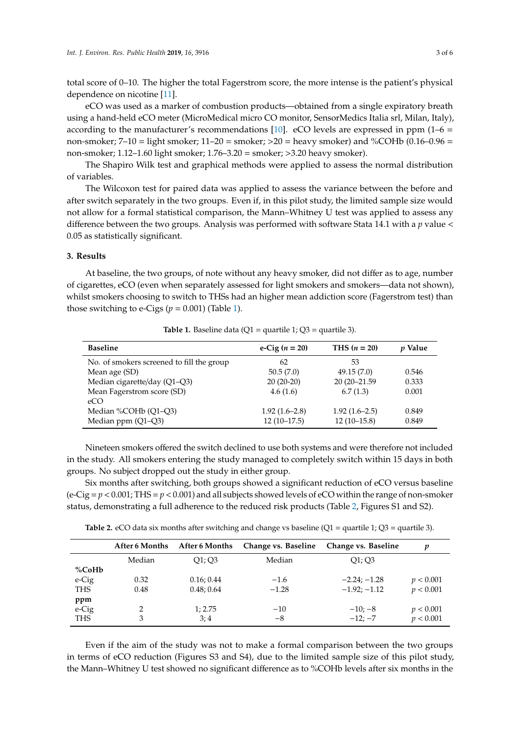total score of 0–10. The higher the total Fagerstrom score, the more intense is the patient's physical dependence on nicotine [11].

eCO was used as a marker of combustion products—obtained from a single expiratory breath using a hand-held eCO meter (MicroMedical micro CO monitor, SensorMedics Italia srl, Milan, Italy), according to the manufacturer's recommendations [10]. eCO levels are expressed in ppm (1–6 = non-smoker; 7–10 = light smoker; 11–20 = smoker; >20 = heavy smoker) and %COHb (0.16–0.96 = non-smoker; 1.12–1.60 light smoker; 1.76–3.20 = smoker; >3.20 heavy smoker).

The Shapiro Wilk test and graphical methods were applied to assess the normal distribution of variables.

The Wilcoxon test for paired data was applied to assess the variance between the before and after switch separately in the two groups. Even if, in this pilot study, the limited sample size would not allow for a formal statistical comparison, the Mann–Whitney U test was applied to assess any difference between the two groups. Analysis was performed with software Stata 14.1 with a $p$ value < 0.05 as statistically significant.

## 3. Results

At baseline, the two groups, of note without any heavy smoker, did not differ as to age, number of cigarettes, eCO (even when separately assessed for light smokers and smokers—data not shown), whilst smokers choosing to switch to THSs had an higher mean addiction score (Fagerstrom test) than those switching to e-Cigs ($p = 0.001$) (Table 1).

**Table 1.** Baseline data (Q1 = quartile 1; Q3 = quartile 3).

| Baseline | e-Cig ($n = 20$) | THS ($n = 20$) | $p$ Value |
|---|---|---|---|
| No. of smokers screened to fill the group | 62 | 53 | |
| Mean age (SD) | 50.5 (7.0) | 49.15 (7.0) | 0.546 |
| Median cigarette/day (Q1–Q3) | 20 (20-20) | 20 (20–21.59 | 0.333 |
| Mean Fagerstrom score (SD) | 4.6 (1.6) | 6.7 (1.3) | 0.001 |
| eCO | | | |
| Median %COHb (Q1–Q3) | 1.92 (1.6–2.8) | 1.92 (1.6–2.5) | 0.849 |
| Median ppm (Q1–Q3) | 12 (10–17.5) | 12 (10–15.8) | 0.849 |

Nineteen smokers offered the switch declined to use both systems and were therefore not included in the study. All smokers entering the study managed to completely switch within 15 days in both groups. No subject dropped out the study in either group.

Six months after switching, both groups showed a significant reduction of eCO versus baseline (e-Cig = $p < 0.001$; THS = $p < 0.001$) and all subjects showed levels of eCO within the range of non-smoker status, demonstrating a full adherence to the reduced risk products (Table 2, Figures S1 and S2).

**Table 2.** eCO data six months after switching and change vs baseline (Q1 = quartile 1; Q3 = quartile 3).

| | After 6 Months | After 6 Months | Change vs. Baseline | Change vs. Baseline | $p$ |
|---|---|---|---|---|---|
| | Median | Q1; Q3 | Median | Q1; Q3 | |
| **%CoHb** | | | | | |
| e-Cig | 0.32 | 0.16; 0.44 | −1.6 | −2.24; −1.28 | $p < 0.001$ |
| THS | 0.48 | 0.48; 0.64 | −1.28 | −1.92; −1.12 | $p < 0.001$ |
| **ppm** | | | | | |
| e-Cig | 2 | 1; 2.75 | −10 | −10; −8 | $p < 0.001$ |
| THS | 3 | 3; 4 | −8 | −12; −7 | $p < 0.001$ |

Even if the aim of the study was not to make a formal comparison between the two groups in terms of eCO reduction (Figures S3 and S4), due to the limited sample size of this pilot study, the Mann–Whitney U test showed no significant difference as to %COHb levels after six months in the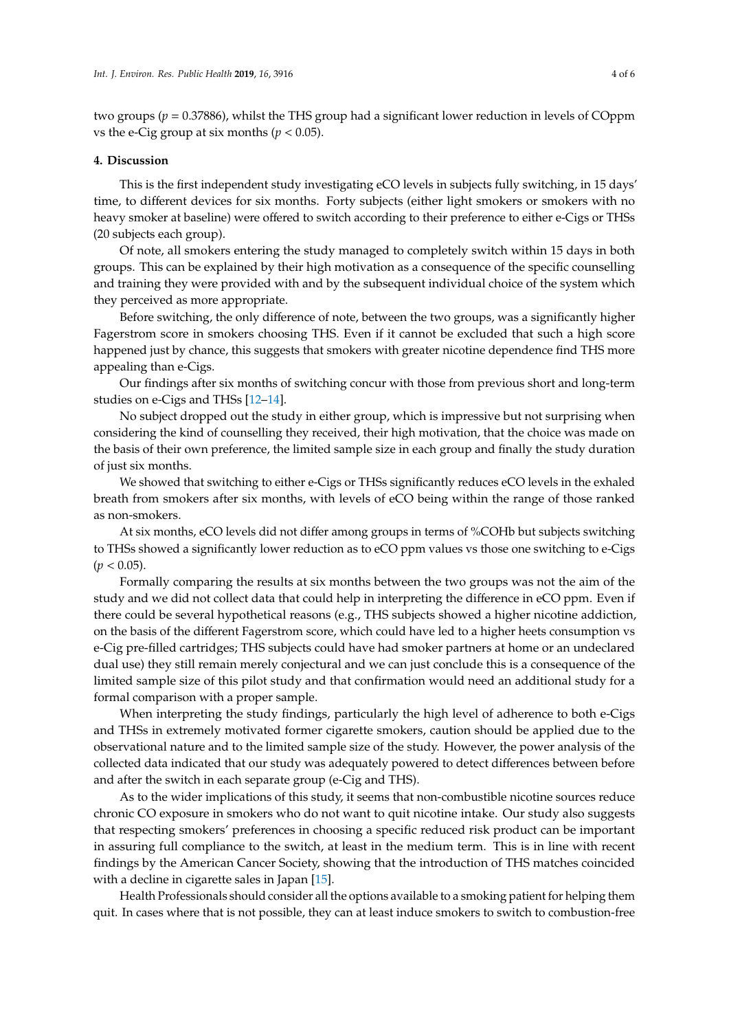two groups ($p = 0.37886$), whilst the THS group had a significant lower reduction in levels of COppm vs the e-Cig group at six months ($p < 0.05$).

## 4. Discussion

This is the first independent study investigating eCO levels in subjects fully switching, in 15 days' time, to different devices for six months. Forty subjects (either light smokers or smokers with no heavy smoker at baseline) were offered to switch according to their preference to either e-Cigs or THSs (20 subjects each group).

Of note, all smokers entering the study managed to completely switch within 15 days in both groups. This can be explained by their high motivation as a consequence of the specific counselling and training they were provided with and by the subsequent individual choice of the system which they perceived as more appropriate.

Before switching, the only difference of note, between the two groups, was a significantly higher Fagerstrom score in smokers choosing THS. Even if it cannot be excluded that such a high score happened just by chance, this suggests that smokers with greater nicotine dependence find THS more appealing than e-Cigs.

Our findings after six months of switching concur with those from previous short and long-term studies on e-Cigs and THSs [12–14].

No subject dropped out the study in either group, which is impressive but not surprising when considering the kind of counselling they received, their high motivation, that the choice was made on the basis of their own preference, the limited sample size in each group and finally the study duration of just six months.

We showed that switching to either e-Cigs or THSs significantly reduces eCO levels in the exhaled breath from smokers after six months, with levels of eCO being within the range of those ranked as non-smokers.

At six months, eCO levels did not differ among groups in terms of %COHb but subjects switching to THSs showed a significantly lower reduction as to eCO ppm values vs those one switching to e-Cigs ($p < 0.05$).

Formally comparing the results at six months between the two groups was not the aim of the study and we did not collect data that could help in interpreting the difference in eCO ppm. Even if there could be several hypothetical reasons (e.g., THS subjects showed a higher nicotine addiction, on the basis of the different Fagerstrom score, which could have led to a higher heets consumption vs e-Cig pre-filled cartridges; THS subjects could have had smoker partners at home or an undeclared dual use) they still remain merely conjectural and we can just conclude this is a consequence of the limited sample size of this pilot study and that confirmation would need an additional study for a formal comparison with a proper sample.

When interpreting the study findings, particularly the high level of adherence to both e-Cigs and THSs in extremely motivated former cigarette smokers, caution should be applied due to the observational nature and to the limited sample size of the study. However, the power analysis of the collected data indicated that our study was adequately powered to detect differences between before and after the switch in each separate group (e-Cig and THS).

As to the wider implications of this study, it seems that non-combustible nicotine sources reduce chronic CO exposure in smokers who do not want to quit nicotine intake. Our study also suggests that respecting smokers' preferences in choosing a specific reduced risk product can be important in assuring full compliance to the switch, at least in the medium term. This is in line with recent findings by the American Cancer Society, showing that the introduction of THS matches coincided with a decline in cigarette sales in Japan [15].

Health Professionals should consider all the options available to a smoking patient for helping them quit. In cases where that is not possible, they can at least induce smokers to switch to combustion-free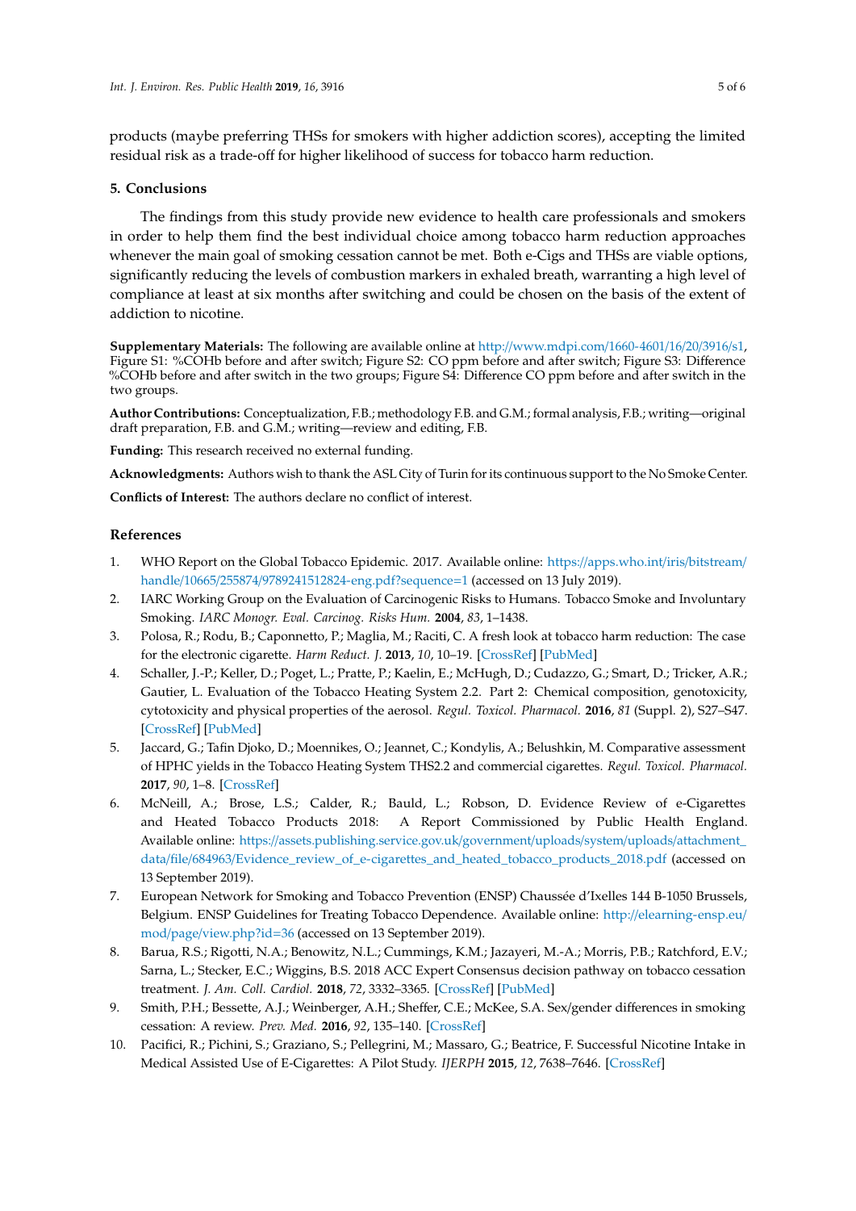products (maybe preferring THSs for smokers with higher addiction scores), accepting the limited residual risk as a trade-off for higher likelihood of success for tobacco harm reduction.

## 5. Conclusions

The findings from this study provide new evidence to health care professionals and smokers in order to help them find the best individual choice among tobacco harm reduction approaches whenever the main goal of smoking cessation cannot be met. Both e-Cigs and THSs are viable options, significantly reducing the levels of combustion markers in exhaled breath, warranting a high level of compliance at least at six months after switching and could be chosen on the basis of the extent of addiction to nicotine.

**Supplementary Materials:** The following are available online at http://www.mdpi.com/1660-4601/16/20/3916/s1, Figure S1: %COHb before and after switch; Figure S2: CO ppm before and after switch; Figure S3: Difference %COHb before and after switch in the two groups; Figure S4: Difference CO ppm before and after switch in the two groups.

**Author Contributions:** Conceptualization, F.B.; methodology F.B. and G.M.; formal analysis, F.B.; writing—original draft preparation, F.B. and G.M.; writing—review and editing, F.B.

**Funding:** This research received no external funding.

**Acknowledgments:** Authors wish to thank the ASL City of Turin for its continuous support to the No Smoke Center.

**Conflicts of Interest:** The authors declare no conflict of interest.

## References

1. WHO Report on the Global Tobacco Epidemic. 2017. Available online: https://apps.who.int/iris/bitstream/handle/10665/255874/9789241512824-eng.pdf?sequence=1 (accessed on 13 July 2019).
2. IARC Working Group on the Evaluation of Carcinogenic Risks to Humans. Tobacco Smoke and Involuntary Smoking. *IARC Monogr. Eval. Carcinog. Risks Hum.* **2004**, *83*, 1–1438.
3. Polosa, R.; Rodu, B.; Caponnetto, P.; Maglia, M.; Raciti, C. A fresh look at tobacco harm reduction: The case for the electronic cigarette. *Harm Reduct. J.* **2013**, *10*, 10–19. [CrossRef] [PubMed]
4. Schaller, J.-P.; Keller, D.; Poget, L.; Pratte, P.; Kaelin, E.; McHugh, D.; Cudazzo, G.; Smart, D.; Tricker, A.R.; Gautier, L. Evaluation of the Tobacco Heating System 2.2. Part 2: Chemical composition, genotoxicity, cytotoxicity and physical properties of the aerosol. *Regul. Toxicol. Pharmacol.* **2016**, *81* (Suppl. 2), S27–S47. [CrossRef] [PubMed]
5. Jaccard, G.; Tafin Djoko, D.; Moennikes, O.; Jeannet, C.; Kondylis, A.; Belushkin, M. Comparative assessment of HPHC yields in the Tobacco Heating System THS2.2 and commercial cigarettes. *Regul. Toxicol. Pharmacol.* **2017**, *90*, 1–8. [CrossRef]
6. McNeill, A.; Brose, L.S.; Calder, R.; Bauld, L.; Robson, D. Evidence Review of e-Cigarettes and Heated Tobacco Products 2018: A Report Commissioned by Public Health England. Available online: https://assets.publishing.service.gov.uk/government/uploads/system/uploads/attachment_data/file/684963/Evidence_review_of_e-cigarettes_and_heated_tobacco_products_2018.pdf (accessed on 13 September 2019).
7. European Network for Smoking and Tobacco Prevention (ENSP) Chaussée d'Ixelles 144 B-1050 Brussels, Belgium. ENSP Guidelines for Treating Tobacco Dependence. Available online: http://elearning-ensp.eu/mod/page/view.php?id=36 (accessed on 13 September 2019).
8. Barua, R.S.; Rigotti, N.A.; Benowitz, N.L.; Cummings, K.M.; Jazayeri, M.-A.; Morris, P.B.; Ratchford, E.V.; Sarna, L.; Stecker, E.C.; Wiggins, B.S. 2018 ACC Expert Consensus decision pathway on tobacco cessation treatment. *J. Am. Coll. Cardiol.* **2018**, *72*, 3332–3365. [CrossRef] [PubMed]
9. Smith, P.H.; Bessette, A.J.; Weinberger, A.H.; Sheffer, C.E.; McKee, S.A. Sex/gender differences in smoking cessation: A review. *Prev. Med.* **2016**, *92*, 135–140. [CrossRef]
10. Pacifici, R.; Pichini, S.; Graziano, S.; Pellegrini, M.; Massaro, G.; Beatrice, F. Successful Nicotine Intake in Medical Assisted Use of E-Cigarettes: A Pilot Study. *IJERPH* **2015**, *12*, 7638–7646. [CrossRef]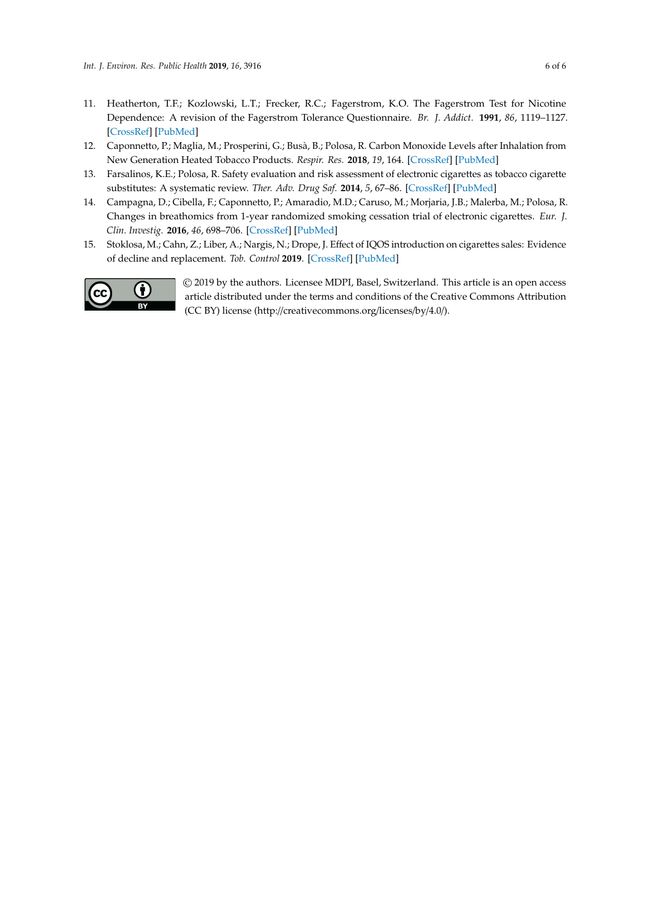11. Heatherton, T.F.; Kozlowski, L.T.; Frecker, R.C.; Fagerstrom, K.O. The Fagerstrom Test for Nicotine Dependence: A revision of the Fagerstrom Tolerance Questionnaire. *Br. J. Addict.* **1991**, *86*, 1119–1127. [CrossRef] [PubMed]
12. Caponnetto, P.; Maglia, M.; Prosperini, G.; Busà, B.; Polosa, R. Carbon Monoxide Levels after Inhalation from New Generation Heated Tobacco Products. *Respir. Res.* **2018**, *19*, 164. [CrossRef] [PubMed]
13. Farsalinos, K.E.; Polosa, R. Safety evaluation and risk assessment of electronic cigarettes as tobacco cigarette substitutes: A systematic review. *Ther. Adv. Drug Saf.* **2014**, *5*, 67–86. [CrossRef] [PubMed]
14. Campagna, D.; Cibella, F.; Caponnetto, P.; Amaradio, M.D.; Caruso, M.; Morjaria, J.B.; Malerba, M.; Polosa, R. Changes in breathomics from 1-year randomized smoking cessation trial of electronic cigarettes. *Eur. J. Clin. Investig.* **2016**, *46*, 698–706. [CrossRef] [PubMed]
15. Stoklosa, M.; Cahn, Z.; Liber, A.; Nargis, N.; Drope, J. Effect of IQOS introduction on cigarettes sales: Evidence of decline and replacement. *Tob. Control* **2019**. [CrossRef] [PubMed]

© 2019 by the authors. Licensee MDPI, Basel, Switzerland. This article is an open access article distributed under the terms and conditions of the Creative Commons Attribution (CC BY) license (http://creativecommons.org/licenses/by/4.0/).